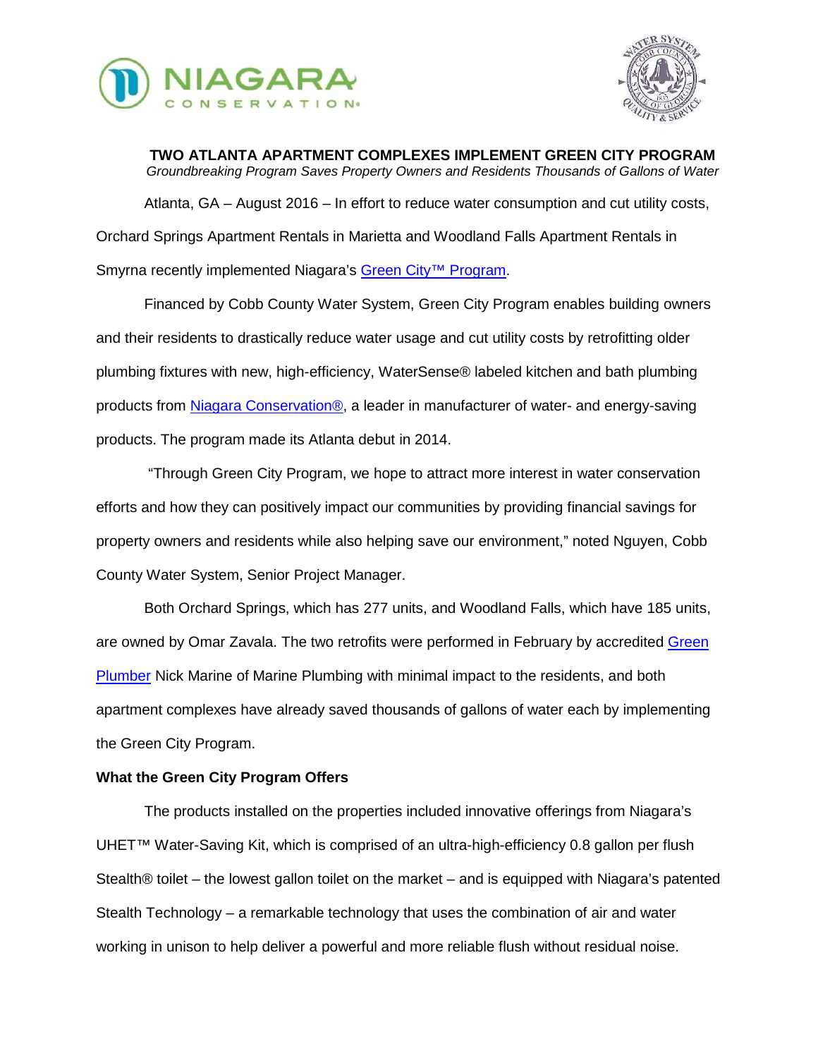# TWO ATLANTA APARTMENT COMPLEXES IMPLEMENT GREEN CITY PROGRAM

*Groundbreaking Program Saves Property Owners and Residents Thousands of Gallons of Water*

Atlanta, GA – August 2016 – In effort to reduce water consumption and cut utility costs, Orchard Springs Apartment Rentals in Marietta and Woodland Falls Apartment Rentals in Smyrna recently implemented Niagara's Green City™ Program.

Financed by Cobb County Water System, Green City Program enables building owners and their residents to drastically reduce water usage and cut utility costs by retrofitting older plumbing fixtures with new, high-efficiency, WaterSense® labeled kitchen and bath plumbing products from Niagara Conservation®, a leader in manufacturer of water- and energy-saving products. The program made its Atlanta debut in 2014.

"Through Green City Program, we hope to attract more interest in water conservation efforts and how they can positively impact our communities by providing financial savings for property owners and residents while also helping save our environment," noted Nguyen, Cobb County Water System, Senior Project Manager.

Both Orchard Springs, which has 277 units, and Woodland Falls, which have 185 units, are owned by Omar Zavala. The two retrofits were performed in February by accredited Green Plumber Nick Marine of Marine Plumbing with minimal impact to the residents, and both apartment complexes have already saved thousands of gallons of water each by implementing the Green City Program.

## What the Green City Program Offers

The products installed on the properties included innovative offerings from Niagara's UHET™ Water-Saving Kit, which is comprised of an ultra-high-efficiency 0.8 gallon per flush Stealth® toilet – the lowest gallon toilet on the market – and is equipped with Niagara's patented Stealth Technology – a remarkable technology that uses the combination of air and water working in unison to help deliver a powerful and more reliable flush without residual noise.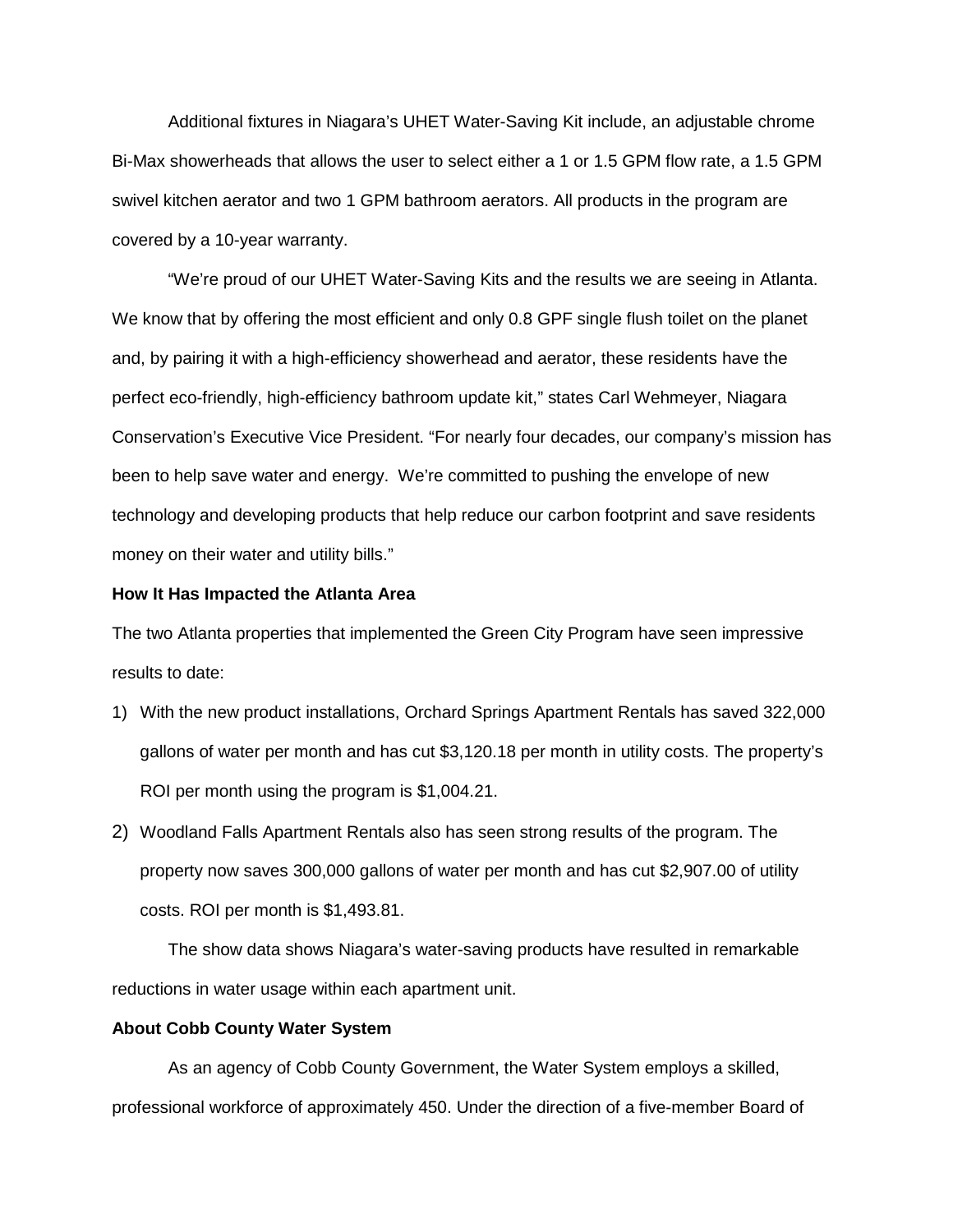Additional fixtures in Niagara's UHET Water-Saving Kit include, an adjustable chrome Bi-Max showerheads that allows the user to select either a 1 or 1.5 GPM flow rate, a 1.5 GPM swivel kitchen aerator and two 1 GPM bathroom aerators. All products in the program are covered by a 10-year warranty.

"We're proud of our UHET Water-Saving Kits and the results we are seeing in Atlanta. We know that by offering the most efficient and only 0.8 GPF single flush toilet on the planet and, by pairing it with a high-efficiency showerhead and aerator, these residents have the perfect eco-friendly, high-efficiency bathroom update kit," states Carl Wehmeyer, Niagara Conservation's Executive Vice President. "For nearly four decades, our company's mission has been to help save water and energy. We're committed to pushing the envelope of new technology and developing products that help reduce our carbon footprint and save residents money on their water and utility bills."

**How It Has Impacted the Atlanta Area**

The two Atlanta properties that implemented the Green City Program have seen impressive results to date:

1) With the new product installations, Orchard Springs Apartment Rentals has saved 322,000 gallons of water per month and has cut $3,120.18 per month in utility costs. The property's ROI per month using the program is $1,004.21.
2) Woodland Falls Apartment Rentals also has seen strong results of the program. The property now saves 300,000 gallons of water per month and has cut $2,907.00 of utility costs. ROI per month is $1,493.81.

The show data shows Niagara's water-saving products have resulted in remarkable reductions in water usage within each apartment unit.

**About Cobb County Water System**

As an agency of Cobb County Government, the Water System employs a skilled, professional workforce of approximately 450. Under the direction of a five-member Board of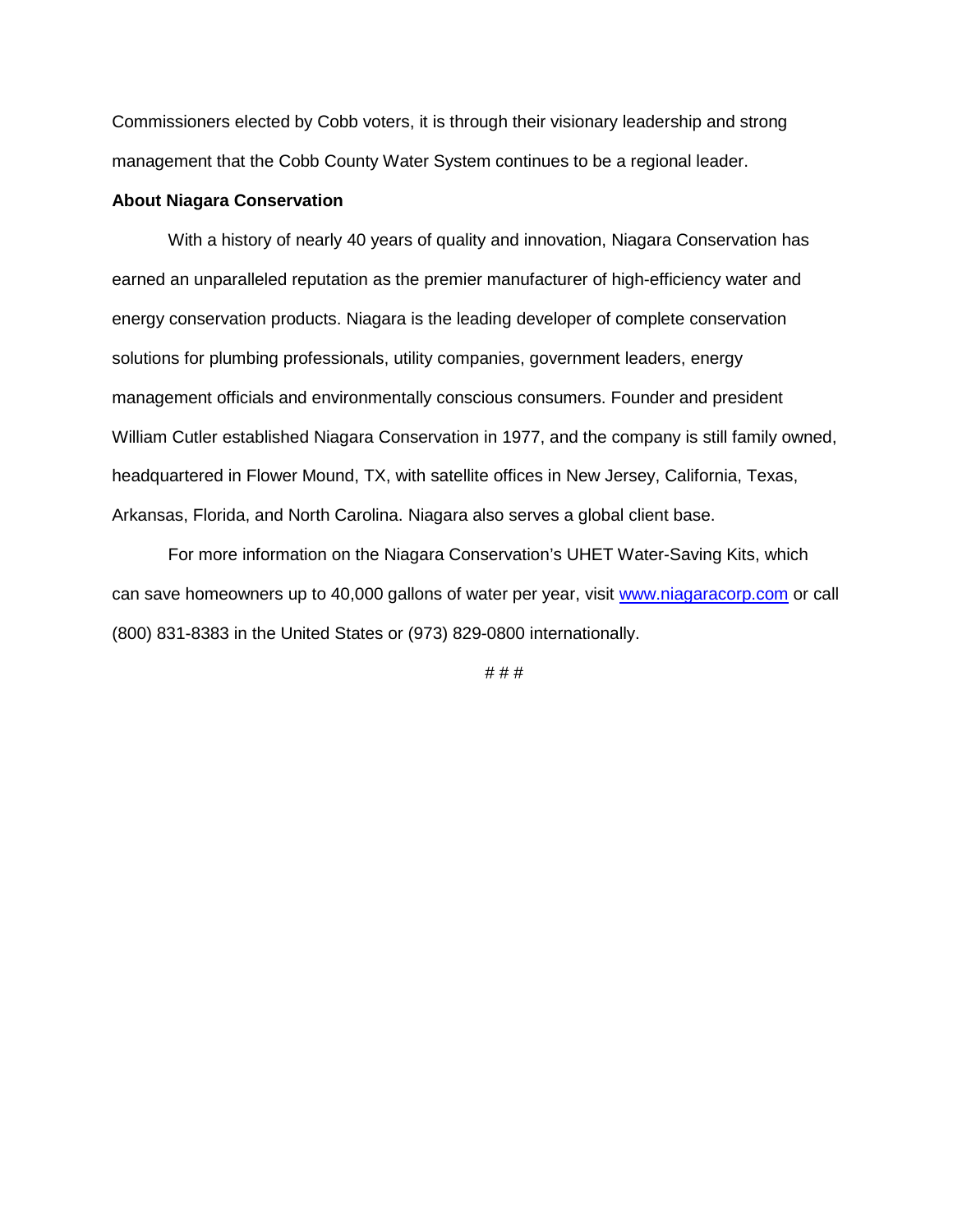Commissioners elected by Cobb voters, it is through their visionary leadership and strong management that the Cobb County Water System continues to be a regional leader.

**About Niagara Conservation**

With a history of nearly 40 years of quality and innovation, Niagara Conservation has earned an unparalleled reputation as the premier manufacturer of high-efficiency water and energy conservation products. Niagara is the leading developer of complete conservation solutions for plumbing professionals, utility companies, government leaders, energy management officials and environmentally conscious consumers. Founder and president William Cutler established Niagara Conservation in 1977, and the company is still family owned, headquartered in Flower Mound, TX, with satellite offices in New Jersey, California, Texas, Arkansas, Florida, and North Carolina. Niagara also serves a global client base.

For more information on the Niagara Conservation's UHET Water-Saving Kits, which can save homeowners up to 40,000 gallons of water per year, visit [www.niagaracorp.com](http://www.niagaracorp.com) or call (800) 831-8383 in the United States or (973) 829-0800 internationally.

# # #